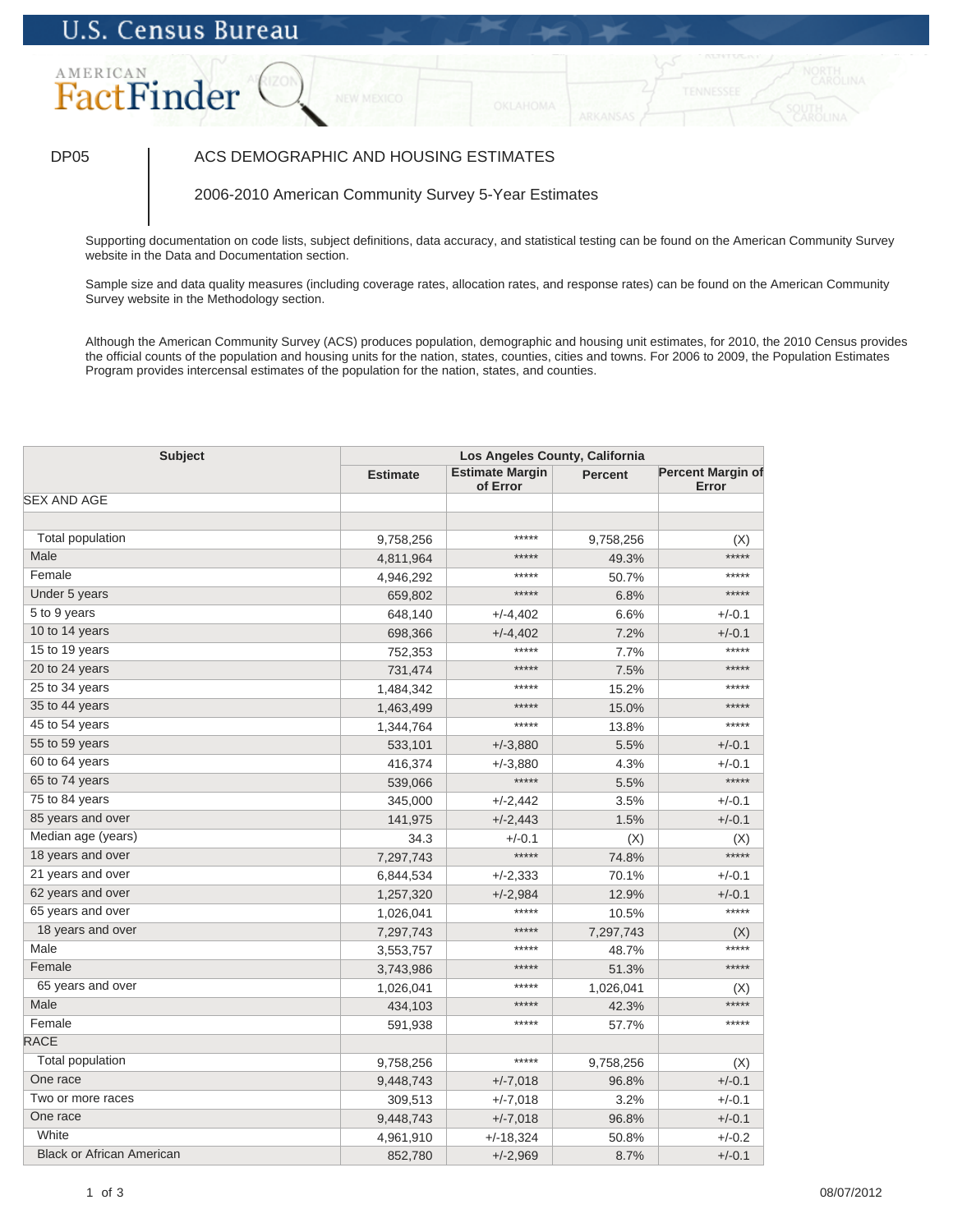U.S. Census Bureau

AMERICAN FactFinder

DP05 | ACS DEMOGRAPHIC AND HOUSING ESTIMATES

2006-2010 American Community Survey 5-Year Estimates

Supporting documentation on code lists, subject definitions, data accuracy, and statistical testing can be found on the American Community Survey website in the Data and Documentation section.

Sample size and data quality measures (including coverage rates, allocation rates, and response rates) can be found on the American Community Survey website in the Methodology section.

Although the American Community Survey (ACS) produces population, demographic and housing unit estimates, for 2010, the 2010 Census provides the official counts of the population and housing units for the nation, states, counties, cities and towns. For 2006 to 2009, the Population Estimates Program provides intercensal estimates of the population for the nation, states, and counties.

| Subject | Los Angeles County, California | | | |
|---|---|---|---|---|
| | Estimate | Estimate Margin of Error | Percent | Percent Margin of Error |
| SEX AND AGE | | | | |
| | | | | |
| Total population | 9,758,256 | ***** | 9,758,256 | (X) |
| Male | 4,811,964 | ***** | 49.3% | ***** |
| Female | 4,946,292 | ***** | 50.7% | ***** |
| Under 5 years | 659,802 | ***** | 6.8% | ***** |
| 5 to 9 years | 648,140 | +/-4,402 | 6.6% | +/-0.1 |
| 10 to 14 years | 698,366 | +/-4,402 | 7.2% | +/-0.1 |
| 15 to 19 years | 752,353 | ***** | 7.7% | ***** |
| 20 to 24 years | 731,474 | ***** | 7.5% | ***** |
| 25 to 34 years | 1,484,342 | ***** | 15.2% | ***** |
| 35 to 44 years | 1,463,499 | ***** | 15.0% | ***** |
| 45 to 54 years | 1,344,764 | ***** | 13.8% | ***** |
| 55 to 59 years | 533,101 | +/-3,880 | 5.5% | +/-0.1 |
| 60 to 64 years | 416,374 | +/-3,880 | 4.3% | +/-0.1 |
| 65 to 74 years | 539,066 | ***** | 5.5% | ***** |
| 75 to 84 years | 345,000 | +/-2,442 | 3.5% | +/-0.1 |
| 85 years and over | 141,975 | +/-2,443 | 1.5% | +/-0.1 |
| Median age (years) | 34.3 | +/-0.1 | (X) | (X) |
| 18 years and over | 7,297,743 | ***** | 74.8% | ***** |
| 21 years and over | 6,844,534 | +/-2,333 | 70.1% | +/-0.1 |
| 62 years and over | 1,257,320 | +/-2,984 | 12.9% | +/-0.1 |
| 65 years and over | 1,026,041 | ***** | 10.5% | ***** |
| 18 years and over | 7,297,743 | ***** | 7,297,743 | (X) |
| Male | 3,553,757 | ***** | 48.7% | ***** |
| Female | 3,743,986 | ***** | 51.3% | ***** |
| 65 years and over | 1,026,041 | ***** | 1,026,041 | (X) |
| Male | 434,103 | ***** | 42.3% | ***** |
| Female | 591,938 | ***** | 57.7% | ***** |
| RACE | | | | |
| Total population | 9,758,256 | ***** | 9,758,256 | (X) |
| One race | 9,448,743 | +/-7,018 | 96.8% | +/-0.1 |
| Two or more races | 309,513 | +/-7,018 | 3.2% | +/-0.1 |
| One race | 9,448,743 | +/-7,018 | 96.8% | +/-0.1 |
| White | 4,961,910 | +/-18,324 | 50.8% | +/-0.2 |
| Black or African American | 852,780 | +/-2,969 | 8.7% | +/-0.1 |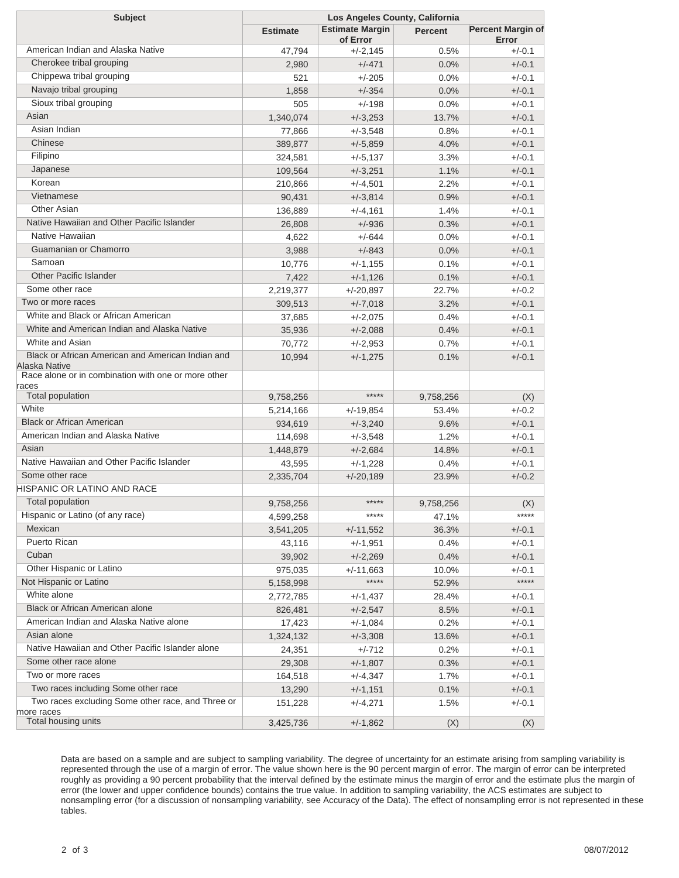| Subject | Los Angeles County, California | | | |
|---|---|---|---|---|
| | Estimate | Estimate Margin of Error | Percent | Percent Margin of Error |
| American Indian and Alaska Native | 47,794 | +/-2,145 | 0.5% | +/-0.1 |
| Cherokee tribal grouping | 2,980 | +/-471 | 0.0% | +/-0.1 |
| Chippewa tribal grouping | 521 | +/-205 | 0.0% | +/-0.1 |
| Navajo tribal grouping | 1,858 | +/-354 | 0.0% | +/-0.1 |
| Sioux tribal grouping | 505 | +/-198 | 0.0% | +/-0.1 |
| Asian | 1,340,074 | +/-3,253 | 13.7% | +/-0.1 |
| Asian Indian | 77,866 | +/-3,548 | 0.8% | +/-0.1 |
| Chinese | 389,877 | +/-5,859 | 4.0% | +/-0.1 |
| Filipino | 324,581 | +/-5,137 | 3.3% | +/-0.1 |
| Japanese | 109,564 | +/-3,251 | 1.1% | +/-0.1 |
| Korean | 210,866 | +/-4,501 | 2.2% | +/-0.1 |
| Vietnamese | 90,431 | +/-3,814 | 0.9% | +/-0.1 |
| Other Asian | 136,889 | +/-4,161 | 1.4% | +/-0.1 |
| Native Hawaiian and Other Pacific Islander | 26,808 | +/-936 | 0.3% | +/-0.1 |
| Native Hawaiian | 4,622 | +/-644 | 0.0% | +/-0.1 |
| Guamanian or Chamorro | 3,988 | +/-843 | 0.0% | +/-0.1 |
| Samoan | 10,776 | +/-1,155 | 0.1% | +/-0.1 |
| Other Pacific Islander | 7,422 | +/-1,126 | 0.1% | +/-0.1 |
| Some other race | 2,219,377 | +/-20,897 | 22.7% | +/-0.2 |
| Two or more races | 309,513 | +/-7,018 | 3.2% | +/-0.1 |
| White and Black or African American | 37,685 | +/-2,075 | 0.4% | +/-0.1 |
| White and American Indian and Alaska Native | 35,936 | +/-2,088 | 0.4% | +/-0.1 |
| White and Asian | 70,772 | +/-2,953 | 0.7% | +/-0.1 |
| Black or African American and American Indian and Alaska Native | 10,994 | +/-1,275 | 0.1% | +/-0.1 |
| Race alone or in combination with one or more other races | | | | |
| Total population | 9,758,256 | ***** | 9,758,256 | (X) |
| White | 5,214,166 | +/-19,854 | 53.4% | +/-0.2 |
| Black or African American | 934,619 | +/-3,240 | 9.6% | +/-0.1 |
| American Indian and Alaska Native | 114,698 | +/-3,548 | 1.2% | +/-0.1 |
| Asian | 1,448,879 | +/-2,684 | 14.8% | +/-0.1 |
| Native Hawaiian and Other Pacific Islander | 43,595 | +/-1,228 | 0.4% | +/-0.1 |
| Some other race | 2,335,704 | +/-20,189 | 23.9% | +/-0.2 |
| HISPANIC OR LATINO AND RACE | | | | |
| Total population | 9,758,256 | ***** | 9,758,256 | (X) |
| Hispanic or Latino (of any race) | 4,599,258 | ***** | 47.1% | ***** |
| Mexican | 3,541,205 | +/-11,552 | 36.3% | +/-0.1 |
| Puerto Rican | 43,116 | +/-1,951 | 0.4% | +/-0.1 |
| Cuban | 39,902 | +/-2,269 | 0.4% | +/-0.1 |
| Other Hispanic or Latino | 975,035 | +/-11,663 | 10.0% | +/-0.1 |
| Not Hispanic or Latino | 5,158,998 | ***** | 52.9% | ***** |
| White alone | 2,772,785 | +/-1,437 | 28.4% | +/-0.1 |
| Black or African American alone | 826,481 | +/-2,547 | 8.5% | +/-0.1 |
| American Indian and Alaska Native alone | 17,423 | +/-1,084 | 0.2% | +/-0.1 |
| Asian alone | 1,324,132 | +/-3,308 | 13.6% | +/-0.1 |
| Native Hawaiian and Other Pacific Islander alone | 24,351 | +/-712 | 0.2% | +/-0.1 |
| Some other race alone | 29,308 | +/-1,807 | 0.3% | +/-0.1 |
| Two or more races | 164,518 | +/-4,347 | 1.7% | +/-0.1 |
| Two races including Some other race | 13,290 | +/-1,151 | 0.1% | +/-0.1 |
| Two races excluding Some other race, and Three or more races | 151,228 | +/-4,271 | 1.5% | +/-0.1 |
| Total housing units | 3,425,736 | +/-1,862 | (X) | (X) |

Data are based on a sample and are subject to sampling variability. The degree of uncertainty for an estimate arising from sampling variability is represented through the use of a margin of error. The value shown here is the 90 percent margin of error. The margin of error can be interpreted roughly as providing a 90 percent probability that the interval defined by the estimate minus the margin of error and the estimate plus the margin of error (the lower and upper confidence bounds) contains the true value. In addition to sampling variability, the ACS estimates are subject to nonsampling error (for a discussion of nonsampling variability, see Accuracy of the Data). The effect of nonsampling error is not represented in these tables.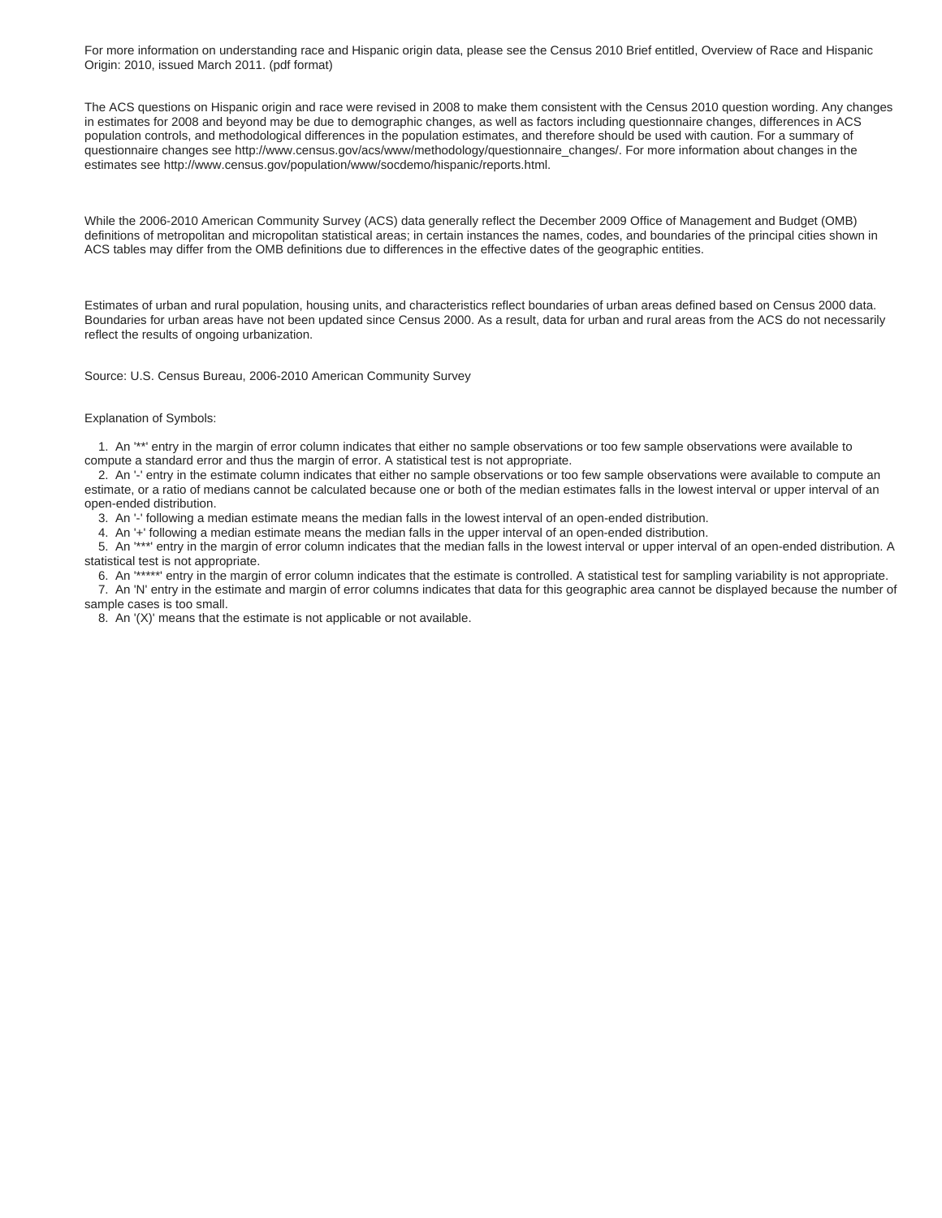For more information on understanding race and Hispanic origin data, please see the Census 2010 Brief entitled, Overview of Race and Hispanic Origin: 2010, issued March 2011. (pdf format)

The ACS questions on Hispanic origin and race were revised in 2008 to make them consistent with the Census 2010 question wording. Any changes in estimates for 2008 and beyond may be due to demographic changes, as well as factors including questionnaire changes, differences in ACS population controls, and methodological differences in the population estimates, and therefore should be used with caution. For a summary of questionnaire changes see http://www.census.gov/acs/www/methodology/questionnaire_changes/. For more information about changes in the estimates see http://www.census.gov/population/www/socdemo/hispanic/reports.html.

While the 2006-2010 American Community Survey (ACS) data generally reflect the December 2009 Office of Management and Budget (OMB) definitions of metropolitan and micropolitan statistical areas; in certain instances the names, codes, and boundaries of the principal cities shown in ACS tables may differ from the OMB definitions due to differences in the effective dates of the geographic entities.

Estimates of urban and rural population, housing units, and characteristics reflect boundaries of urban areas defined based on Census 2000 data. Boundaries for urban areas have not been updated since Census 2000. As a result, data for urban and rural areas from the ACS do not necessarily reflect the results of ongoing urbanization.

Source: U.S. Census Bureau, 2006-2010 American Community Survey

Explanation of Symbols:

1. An '**' entry in the margin of error column indicates that either no sample observations or too few sample observations were available to compute a standard error and thus the margin of error. A statistical test is not appropriate.
2. An '-' entry in the estimate column indicates that either no sample observations or too few sample observations were available to compute an estimate, or a ratio of medians cannot be calculated because one or both of the median estimates falls in the lowest interval or upper interval of an open-ended distribution.
3. An '-' following a median estimate means the median falls in the lowest interval of an open-ended distribution.
4. An '+' following a median estimate means the median falls in the upper interval of an open-ended distribution.
5. An '***' entry in the margin of error column indicates that the median falls in the lowest interval or upper interval of an open-ended distribution. A statistical test is not appropriate.
6. An '*****' entry in the margin of error column indicates that the estimate is controlled. A statistical test for sampling variability is not appropriate.
7. An 'N' entry in the estimate and margin of error columns indicates that data for this geographic area cannot be displayed because the number of sample cases is too small.
8. An '(X)' means that the estimate is not applicable or not available.